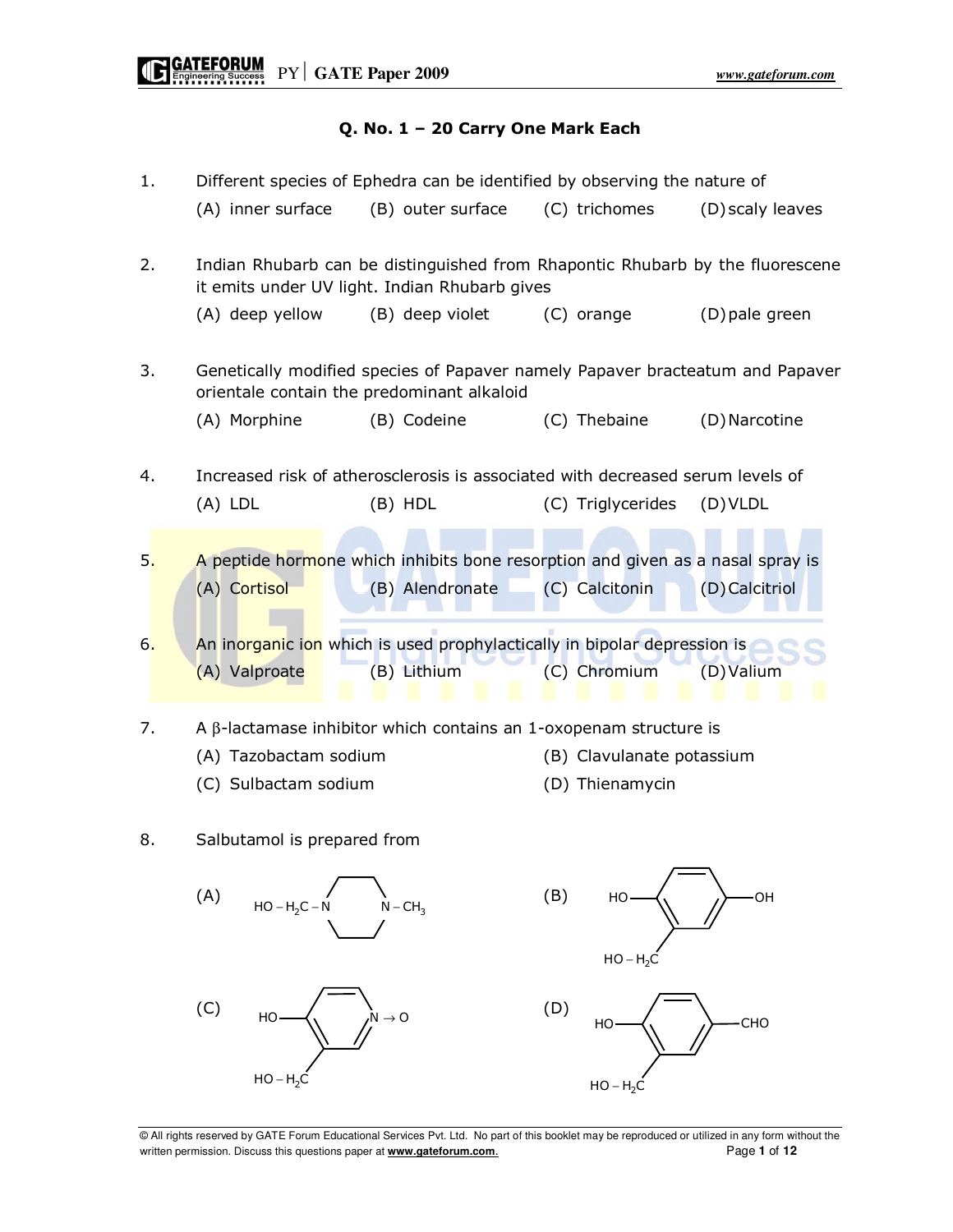## Q. No. 1 – 20 Carry One Mark Each

1. Different species of Ephedra can be identified by observing the nature of

   (A) inner surface (B) outer surface (C) trichomes (D) scaly leaves

2. Indian Rhubarb can be distinguished from Rhapontic Rhubarb by the fluorescene it emits under UV light. Indian Rhubarb gives

   (A) deep yellow (B) deep violet (C) orange (D) pale green

3. Genetically modified species of Papaver namely Papaver bracteatum and Papaver orientale contain the predominant alkaloid

   (A) Morphine (B) Codeine (C) Thebaine (D) Narcotine

4. Increased risk of atherosclerosis is associated with decreased serum levels of

   (A) LDL (B) HDL (C) Triglycerides (D) VLDL

5. A peptide hormone which inhibits bone resorption and given as a nasal spray is

   (A) Cortisol (B) Alendronate (C) Calcitonin (D) Calcitriol

6. An inorganic ion which is used prophylactically in bipolar depression is

   (A) Valproate (B) Lithium (C) Chromium (D) Valium

7. A $\beta$-lactamase inhibitor which contains an 1-oxopenam structure is

   (A) Tazobactam sodium (B) Clavulanate potassium

   (C) Sulbactam sodium (D) Thienamycin

8. Salbutamol is prepared from

   (A) $HO-H_2C-N$ (piperazine ring) $N-CH_3$

   (B) Benzene ring with HO, OH (para) and $HO-H_2C$ (ortho to HO)

   (C) Pyridine ring $N\rightarrow O$ with HO and $HO-H_2C$ (ortho to HO)

   (D) Benzene ring with HO, CHO (para) and $HO-H_2C$ (ortho to HO)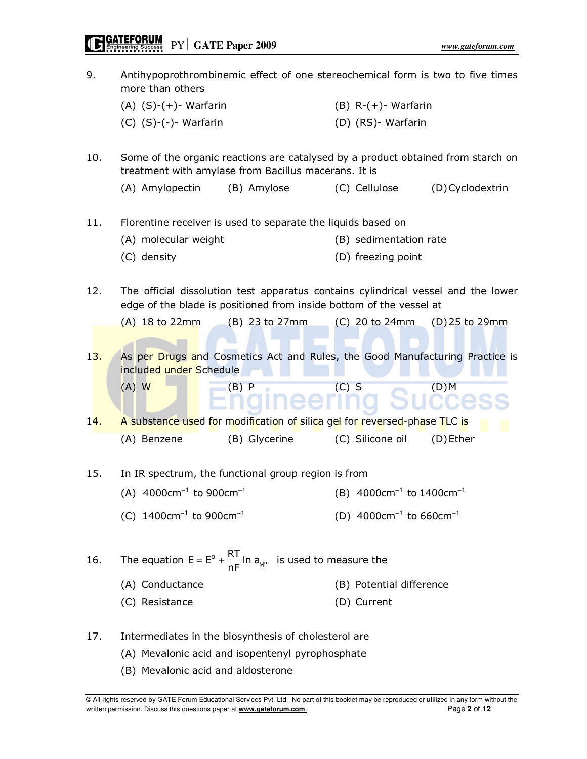9. Antihypoprothrombinemic effect of one stereochemical form is two to five times more than others

   (A) (S)-(+)- Warfarin  (B) R-(+)- Warfarin

   (C) (S)-(-)- Warfarin  (D) (RS)- Warfarin

10. Some of the organic reactions are catalysed by a product obtained from starch on treatment with amylase from Bacillus macerans. It is

    (A) Amylopectin  (B) Amylose  (C) Cellulose  (D) Cyclodextrin

11. Florentine receiver is used to separate the liquids based on

    (A) molecular weight  (B) sedimentation rate

    (C) density  (D) freezing point

12. The official dissolution test apparatus contains cylindrical vessel and the lower edge of the blade is positioned from inside bottom of the vessel at

    (A) 18 to 22mm  (B) 23 to 27mm  (C) 20 to 24mm  (D) 25 to 29mm

13. As per Drugs and Cosmetics Act and Rules, the Good Manufacturing Practice is included under Schedule

    (A) W  (B) P  (C) S  (D) M

14. A substance used for modification of silica gel for reversed-phase TLC is

    (A) Benzene  (B) Glycerine  (C) Silicone oil  (D) Ether

15. In IR spectrum, the functional group region is from

    (A) $4000\text{cm}^{-1}$ to $900\text{cm}^{-1}$  (B) $4000\text{cm}^{-1}$ to $1400\text{cm}^{-1}$

    (C) $1400\text{cm}^{-1}$ to $900\text{cm}^{-1}$  (D) $4000\text{cm}^{-1}$ to $660\text{cm}^{-1}$

16. The equation $E = E^o + \frac{RT}{nF}\ln a_{M^{n+}}$ is used to measure the

    (A) Conductance  (B) Potential difference

    (C) Resistance  (D) Current

17. Intermediates in the biosynthesis of cholesterol are

    (A) Mevalonic acid and isopentenyl pyrophosphate

    (B) Mevalonic acid and aldosterone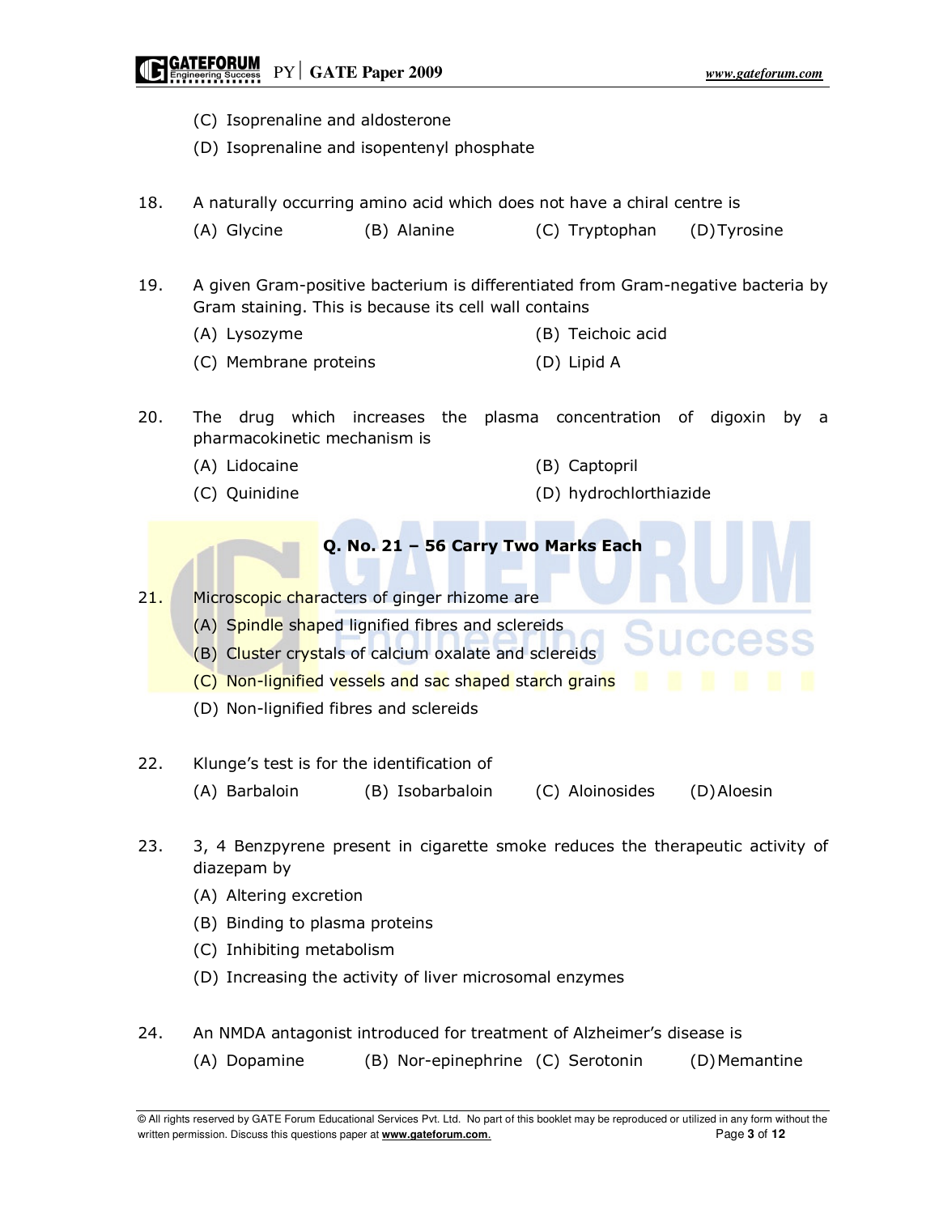(C) Isoprenaline and aldosterone

(D) Isoprenaline and isopentenyl phosphate

18. A naturally occurring amino acid which does not have a chiral centre is

(A) Glycine (B) Alanine (C) Tryptophan (D) Tyrosine

19. A given Gram-positive bacterium is differentiated from Gram-negative bacteria by Gram staining. This is because its cell wall contains

(A) Lysozyme (B) Teichoic acid

(C) Membrane proteins (D) Lipid A

20. The drug which increases the plasma concentration of digoxin by a pharmacokinetic mechanism is

(A) Lidocaine (B) Captopril

(C) Quinidine (D) hydrochlorthiazide

**Q. No. 21 – 56 Carry Two Marks Each**

21. Microscopic characters of ginger rhizome are

(A) Spindle shaped lignified fibres and sclereids

(B) Cluster crystals of calcium oxalate and sclereids

(C) Non-lignified vessels and sac shaped starch grains

(D) Non-lignified fibres and sclereids

22. Klunge's test is for the identification of

(A) Barbaloin (B) Isobarbaloin (C) Aloinosides (D) Aloesin

23. 3, 4 Benzpyrene present in cigarette smoke reduces the therapeutic activity of diazepam by

(A) Altering excretion

(B) Binding to plasma proteins

(C) Inhibiting metabolism

(D) Increasing the activity of liver microsomal enzymes

24. An NMDA antagonist introduced for treatment of Alzheimer's disease is

(A) Dopamine (B) Nor-epinephrine (C) Serotonin (D) Memantine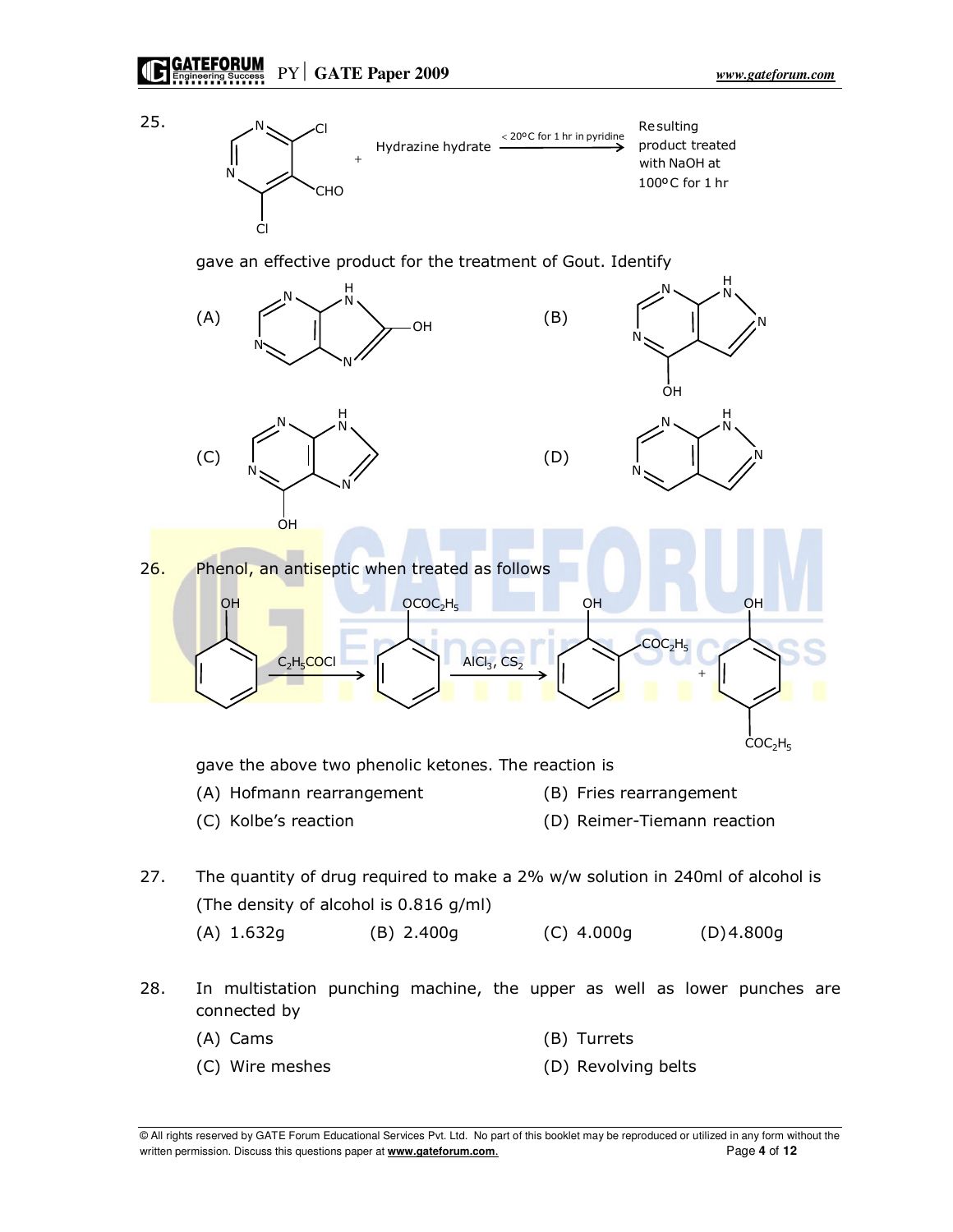25. [Structure: 4,6-dichloropyrimidine-5-carbaldehyde] + Hydrazine hydrate $\xrightarrow{< 20°C \text{ for 1 hr in pyridine}}$ Resulting product treated with NaOH at 100°C for 1 hr

gave an effective product for the treatment of Gout. Identify

(A) [Structure: purine with OH at C-8]

(B) [Structure: pyrazolo[3,4-d]pyrimidine with OH]

(C) [Structure: purine with OH at C-6]

(D) [Structure: pyrazolo[3,4-d]pyrimidine]

26. Phenol, an antiseptic when treated as follows

[Structure: Phenol] $\xrightarrow{C_2H_5COCl}$ [Structure: $OCOC_2H_5$ phenyl ester] $\xrightarrow{AlCl_3,\ CS_2}$ [Structure: o-hydroxyphenyl ketone, $COC_2H_5$] + [Structure: p-hydroxyphenyl ketone, $COC_2H_5$]

gave the above two phenolic ketones. The reaction is

(A) Hofmann rearrangement
(B) Fries rearrangement
(C) Kolbe's reaction
(D) Reimer-Tiemann reaction

27. The quantity of drug required to make a 2% w/w solution in 240ml of alcohol is (The density of alcohol is 0.816 g/ml)

(A) 1.632g
(B) 2.400g
(C) 4.000g
(D) 4.800g

28. In multistation punching machine, the upper as well as lower punches are connected by

(A) Cams
(B) Turrets
(C) Wire meshes
(D) Revolving belts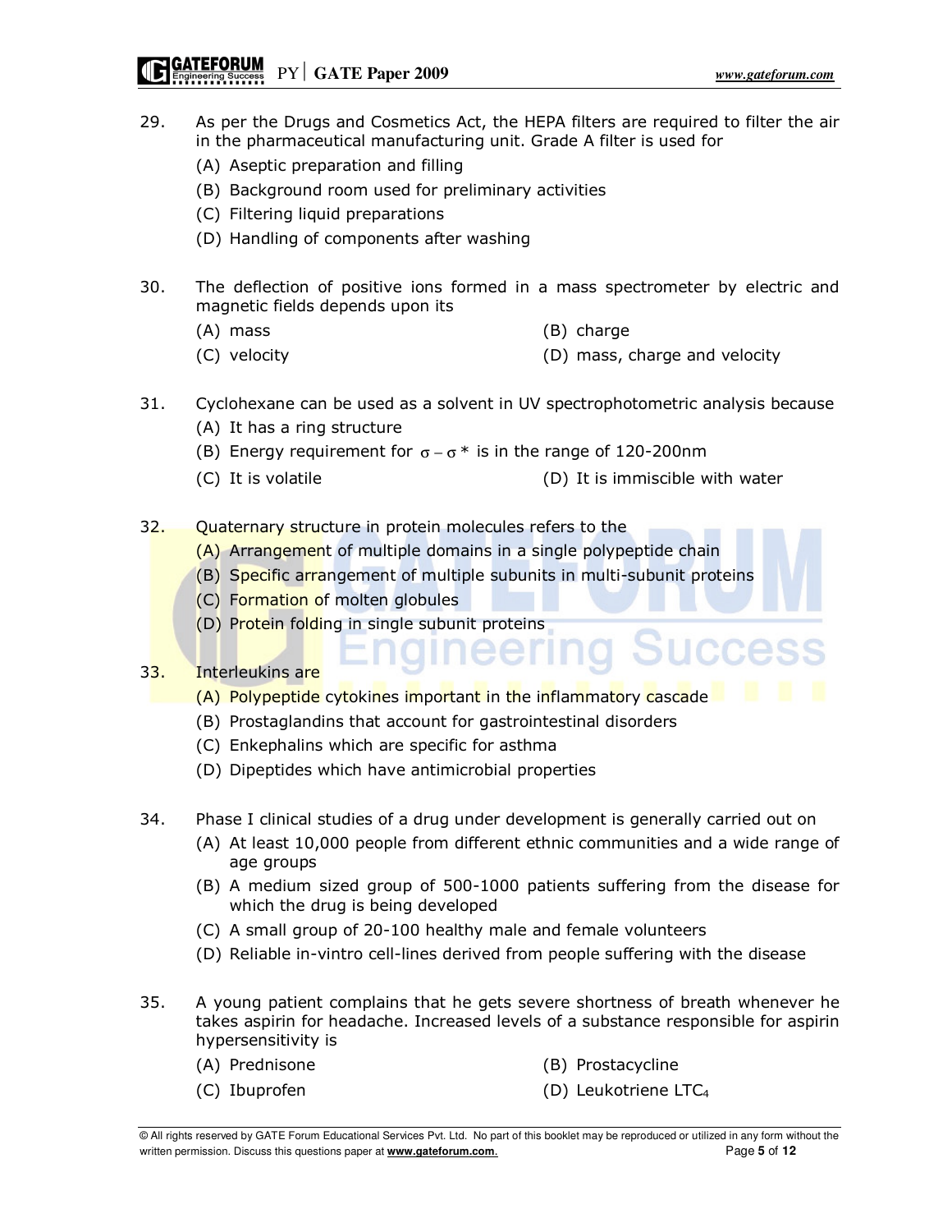29. As per the Drugs and Cosmetics Act, the HEPA filters are required to filter the air in the pharmaceutical manufacturing unit. Grade A filter is used for
   (A) Aseptic preparation and filling
   (B) Background room used for preliminary activities
   (C) Filtering liquid preparations
   (D) Handling of components after washing

30. The deflection of positive ions formed in a mass spectrometer by electric and magnetic fields depends upon its
   (A) mass
   (B) charge
   (C) velocity
   (D) mass, charge and velocity

31. Cyclohexane can be used as a solvent in UV spectrophotometric analysis because
   (A) It has a ring structure
   (B) Energy requirement for $\sigma - \sigma^*$ is in the range of 120-200nm
   (C) It is volatile
   (D) It is immiscible with water

32. Quaternary structure in protein molecules refers to the
   (A) Arrangement of multiple domains in a single polypeptide chain
   (B) Specific arrangement of multiple subunits in multi-subunit proteins
   (C) Formation of molten globules
   (D) Protein folding in single subunit proteins

33. Interleukins are
   (A) Polypeptide cytokines important in the inflammatory cascade
   (B) Prostaglandins that account for gastrointestinal disorders
   (C) Enkephalins which are specific for asthma
   (D) Dipeptides which have antimicrobial properties

34. Phase I clinical studies of a drug under development is generally carried out on
   (A) At least 10,000 people from different ethnic communities and a wide range of age groups
   (B) A medium sized group of 500-1000 patients suffering from the disease for which the drug is being developed
   (C) A small group of 20-100 healthy male and female volunteers
   (D) Reliable in-vintro cell-lines derived from people suffering with the disease

35. A young patient complains that he gets severe shortness of breath whenever he takes aspirin for headache. Increased levels of a substance responsible for aspirin hypersensitivity is
   (A) Prednisone
   (B) Prostacycline
   (C) Ibuprofen
   (D) Leukotriene $LTC_4$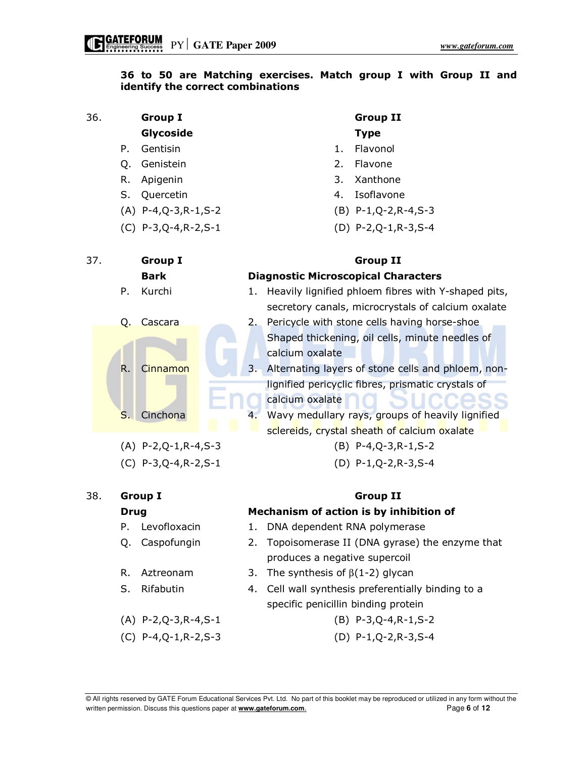**36 to 50 are Matching exercises. Match group I with Group II and identify the correct combinations**

36.

| Group I | Group II |
|---|---|
| **Glycoside** | **Type** |
| P. Gentisin | 1. Flavonol |
| Q. Genistein | 2. Flavone |
| R. Apigenin | 3. Xanthone |
| S. Quercetin | 4. Isoflavone |

(A) P-4,Q-3,R-1,S-2
(B) P-1,Q-2,R-4,S-3
(C) P-3,Q-4,R-2,S-1
(D) P-2,Q-1,R-3,S-4

37.

| Group I | Group II |
|---|---|
| **Bark** | **Diagnostic Microscopical Characters** |
| P. Kurchi | 1. Heavily lignified phloem fibres with Y-shaped pits, secretory canals, microcrystals of calcium oxalate |
| Q. Cascara | 2. Pericycle with stone cells having horse-shoe Shaped thickening, oil cells, minute needles of calcium oxalate |
| R. Cinnamon | 3. Alternating layers of stone cells and phloem, non-lignified pericyclic fibres, prismatic crystals of calcium oxalate |
| S. Cinchona | 4. Wavy medullary rays, groups of heavily lignified sclereids, crystal sheath of calcium oxalate |

(A) P-2,Q-1,R-4,S-3
(B) P-4,Q-3,R-1,S-2
(C) P-3,Q-4,R-2,S-1
(D) P-1,Q-2,R-3,S-4

38.

| Group I | Group II |
|---|---|
| **Drug** | **Mechanism of action is by inhibition of** |
| P. Levofloxacin | 1. DNA dependent RNA polymerase |
| Q. Caspofungin | 2. Topoisomerase II (DNA gyrase) the enzyme that produces a negative supercoil |
| R. Aztreonam | 3. The synthesis of $\beta$(1-2) glycan |
| S. Rifabutin | 4. Cell wall synthesis preferentially binding to a specific penicillin binding protein |

(A) P-2,Q-3,R-4,S-1
(B) P-3,Q-4,R-1,S-2
(C) P-4,Q-1,R-2,S-3
(D) P-1,Q-2,R-3,S-4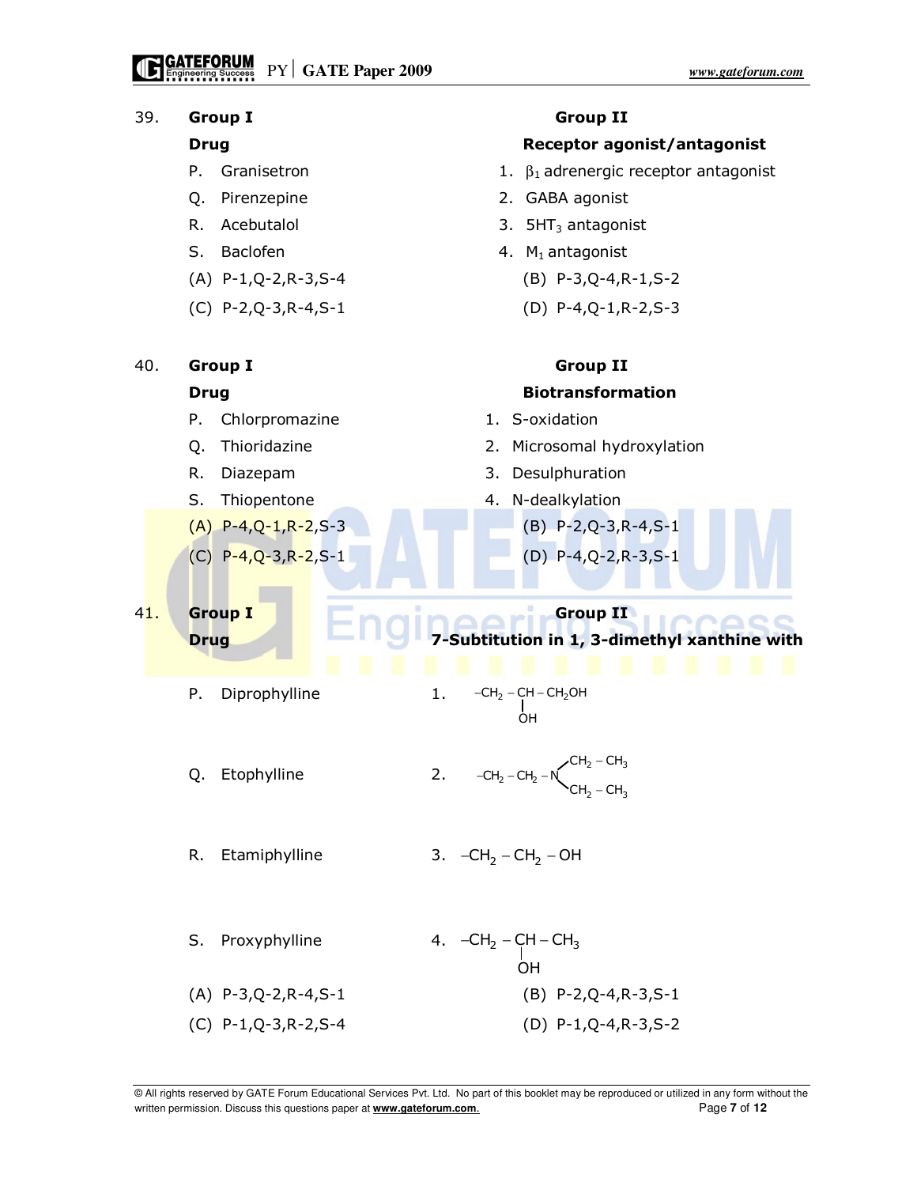39. **Group I** **Drug** / **Group II** **Receptor agonist/antagonist**

| Group I (Drug) | Group II (Receptor agonist/antagonist) |
|---|---|
| P. Granisetron | 1. $\beta_1$ adrenergic receptor antagonist |
| Q. Pirenzepine | 2. GABA agonist |
| R. Acebutalol | 3. $5HT_3$ antagonist |
| S. Baclofen | 4. $M_1$ antagonist |

(A) P-1,Q-2,R-3,S-4 (B) P-3,Q-4,R-1,S-2

(C) P-2,Q-3,R-4,S-1 (D) P-4,Q-1,R-2,S-3

40. **Group I** **Drug** / **Group II** **Biotransformation**

| Group I (Drug) | Group II (Biotransformation) |
|---|---|
| P. Chlorpromazine | 1. S-oxidation |
| Q. Thioridazine | 2. Microsomal hydroxylation |
| R. Diazepam | 3. Desulphuration |
| S. Thiopentone | 4. N-dealkylation |

(A) P-4,Q-1,R-2,S-3 (B) P-2,Q-3,R-4,S-1

(C) P-4,Q-3,R-2,S-1 (D) P-4,Q-2,R-3,S-1

41. **Group I** **Drug** / **Group II** **7-Subtitution in 1, 3-dimethyl xanthine with**

| Group I (Drug) | Group II (7-Subtitution in 1, 3-dimethyl xanthine with) |
|---|---|
| P. Diprophylline | 1. $-CH_2-CH(OH)-CH_2OH$ |
| Q. Etophylline | 2. $-CH_2-CH_2-N(CH_2-CH_3)_2$ |
| R. Etamiphylline | 3. $-CH_2-CH_2-OH$ |
| S. Proxyphylline | 4. $-CH_2-CH(OH)-CH_3$ |

(A) P-3,Q-2,R-4,S-1 (B) P-2,Q-4,R-3,S-1

(C) P-1,Q-3,R-2,S-4 (D) P-1,Q-4,R-3,S-2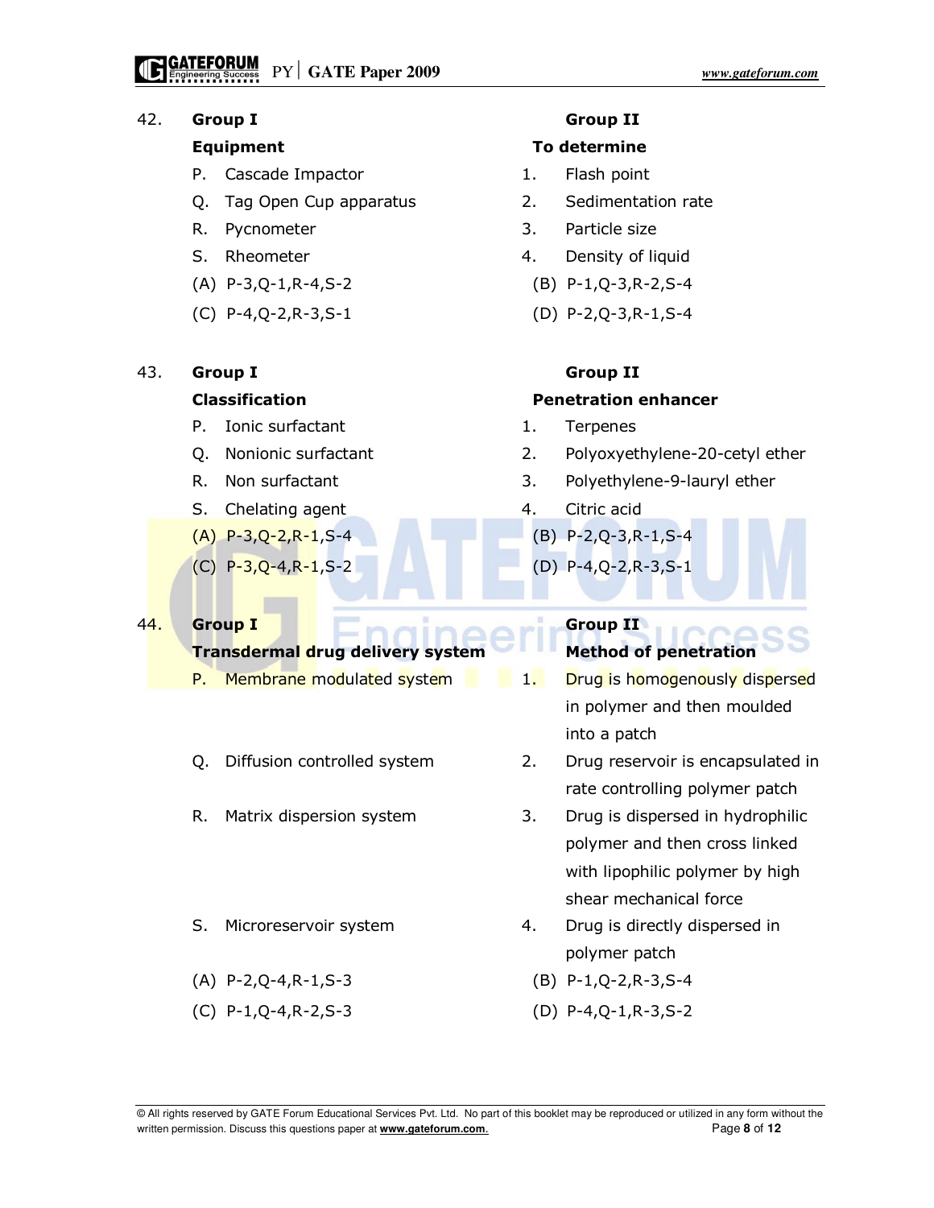42. **Group I** **Group II**

| **Equipment** | **To determine** |
|---|---|
| P. Cascade Impactor | 1. Flash point |
| Q. Tag Open Cup apparatus | 2. Sedimentation rate |
| R. Pycnometer | 3. Particle size |
| S. Rheometer | 4. Density of liquid |

(A) P-3,Q-1,R-4,S-2
(B) P-1,Q-3,R-2,S-4
(C) P-4,Q-2,R-3,S-1
(D) P-2,Q-3,R-1,S-4

43. **Group I** **Group II**

| **Classification** | **Penetration enhancer** |
|---|---|
| P. Ionic surfactant | 1. Terpenes |
| Q. Nonionic surfactant | 2. Polyoxyethylene-20-cetyl ether |
| R. Non surfactant | 3. Polyethylene-9-lauryl ether |
| S. Chelating agent | 4. Citric acid |

(A) P-3,Q-2,R-1,S-4
(B) P-2,Q-3,R-1,S-4
(C) P-3,Q-4,R-1,S-2
(D) P-4,Q-2,R-3,S-1

44. **Group I** **Group II**

| **Transdermal drug delivery system** | **Method of penetration** |
|---|---|
| P. Membrane modulated system | 1. Drug is homogenously dispersed in polymer and then moulded into a patch |
| Q. Diffusion controlled system | 2. Drug reservoir is encapsulated in rate controlling polymer patch |
| R. Matrix dispersion system | 3. Drug is dispersed in hydrophilic polymer and then cross linked with lipophilic polymer by high shear mechanical force |
| S. Microreservoir system | 4. Drug is directly dispersed in polymer patch |

(A) P-2,Q-4,R-1,S-3
(B) P-1,Q-2,R-3,S-4
(C) P-1,Q-4,R-2,S-3
(D) P-4,Q-1,R-3,S-2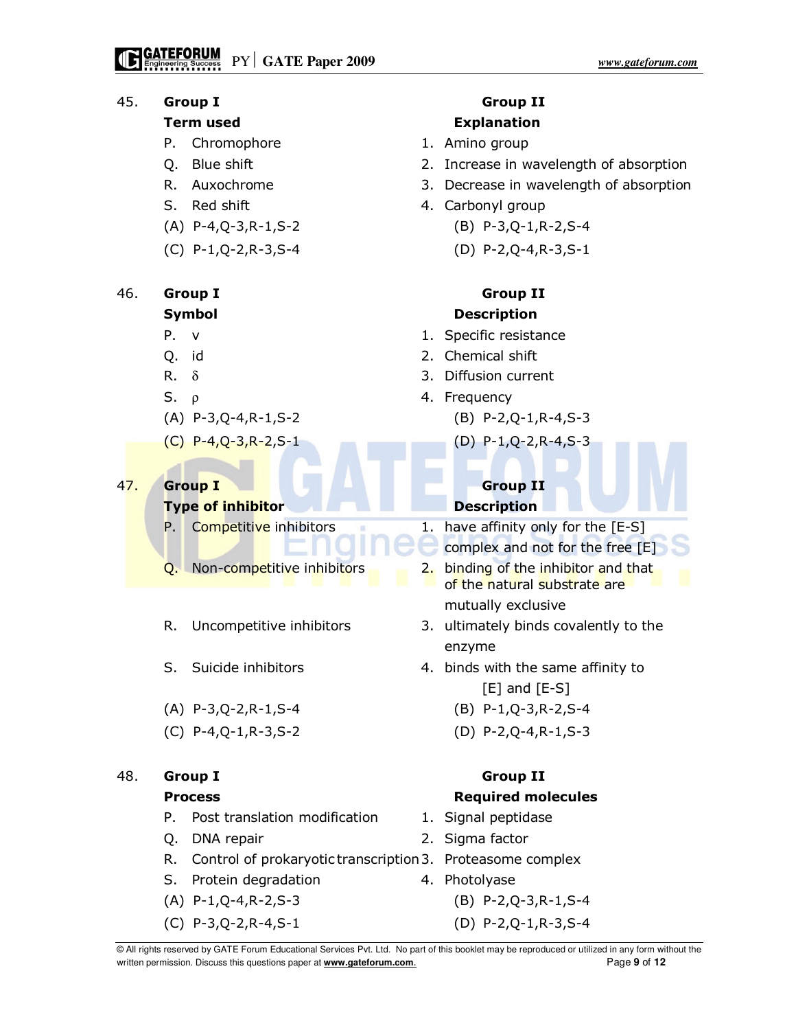45.

| Group I<br>Term used | Group II<br>Explanation |
|---|---|
| P. Chromophore | 1. Amino group |
| Q. Blue shift | 2. Increase in wavelength of absorption |
| R. Auxochrome | 3. Decrease in wavelength of absorption |
| S. Red shift | 4. Carbonyl group |

(A) P-4,Q-3,R-1,S-2
(B) P-3,Q-1,R-2,S-4
(C) P-1,Q-2,R-3,S-4
(D) P-2,Q-4,R-3,S-1

46.

| Group I<br>Symbol | Group II<br>Description |
|---|---|
| P. $v$ | 1. Specific resistance |
| Q. $i_d$ | 2. Chemical shift |
| R. $\delta$ | 3. Diffusion current |
| S. $\rho$ | 4. Frequency |

(A) P-3,Q-4,R-1,S-2
(B) P-2,Q-1,R-4,S-3
(C) P-4,Q-3,R-2,S-1
(D) P-1,Q-2,R-4,S-3

47.

| Group I<br>Type of inhibitor | Group II<br>Description |
|---|---|
| P. Competitive inhibitors | 1. have affinity only for the [E-S] complex and not for the free [E] |
| Q. Non-competitive inhibitors | 2. binding of the inhibitor and that of the natural substrate are mutually exclusive |
| R. Uncompetitive inhibitors | 3. ultimately binds covalently to the enzyme |
| S. Suicide inhibitors | 4. binds with the same affinity to [E] and [E-S] |

(A) P-3,Q-2,R-1,S-4
(B) P-1,Q-3,R-2,S-4
(C) P-4,Q-1,R-3,S-2
(D) P-2,Q-4,R-1,S-3

48.

| Group I<br>Process | Group II<br>Required molecules |
|---|---|
| P. Post translation modification | 1. Signal peptidase |
| Q. DNA repair | 2. Sigma factor |
| R. Control of prokaryotic transcription | 3. Proteasome complex |
| S. Protein degradation | 4. Photolyase |

(A) P-1,Q-4,R-2,S-3
(B) P-2,Q-3,R-1,S-4
(C) P-3,Q-2,R-4,S-1
(D) P-2,Q-1,R-3,S-4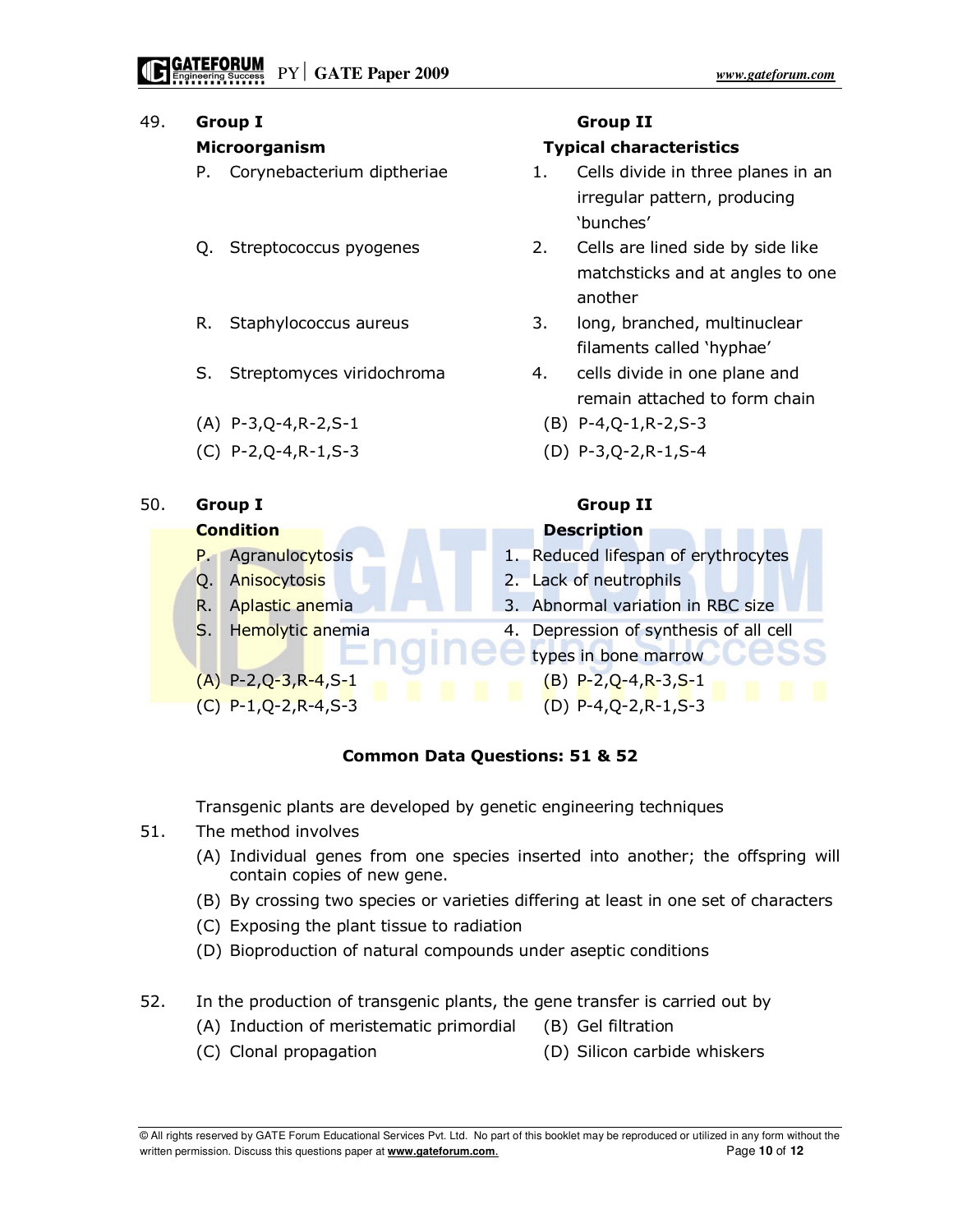49.

| Group I Microorganism | Group II Typical characteristics |
|---|---|
| P. Corynebacterium diptheriae | 1. Cells divide in three planes in an irregular pattern, producing 'bunches' |
| Q. Streptococcus pyogenes | 2. Cells are lined side by side like matchsticks and at angles to one another |
| R. Staphylococcus aureus | 3. long, branched, multinuclear filaments called 'hyphae' |
| S. Streptomyces viridochroma | 4. cells divide in one plane and remain attached to form chain |

(A) P-3,Q-4,R-2,S-1
(B) P-4,Q-1,R-2,S-3
(C) P-2,Q-4,R-1,S-3
(D) P-3,Q-2,R-1,S-4

50.

| Group I Condition | Group II Description |
|---|---|
| P. Agranulocytosis | 1. Reduced lifespan of erythrocytes |
| Q. Anisocytosis | 2. Lack of neutrophils |
| R. Aplastic anemia | 3. Abnormal variation in RBC size |
| S. Hemolytic anemia | 4. Depression of synthesis of all cell types in bone marrow |

(A) P-2,Q-3,R-4,S-1
(B) P-2,Q-4,R-3,S-1
(C) P-1,Q-2,R-4,S-3
(D) P-4,Q-2,R-1,S-3

**Common Data Questions: 51 & 52**

Transgenic plants are developed by genetic engineering techniques

51. The method involves

(A) Individual genes from one species inserted into another; the offspring will contain copies of new gene.
(B) By crossing two species or varieties differing at least in one set of characters
(C) Exposing the plant tissue to radiation
(D) Bioproduction of natural compounds under aseptic conditions

52. In the production of transgenic plants, the gene transfer is carried out by

(A) Induction of meristematic primordial
(B) Gel filtration
(C) Clonal propagation
(D) Silicon carbide whiskers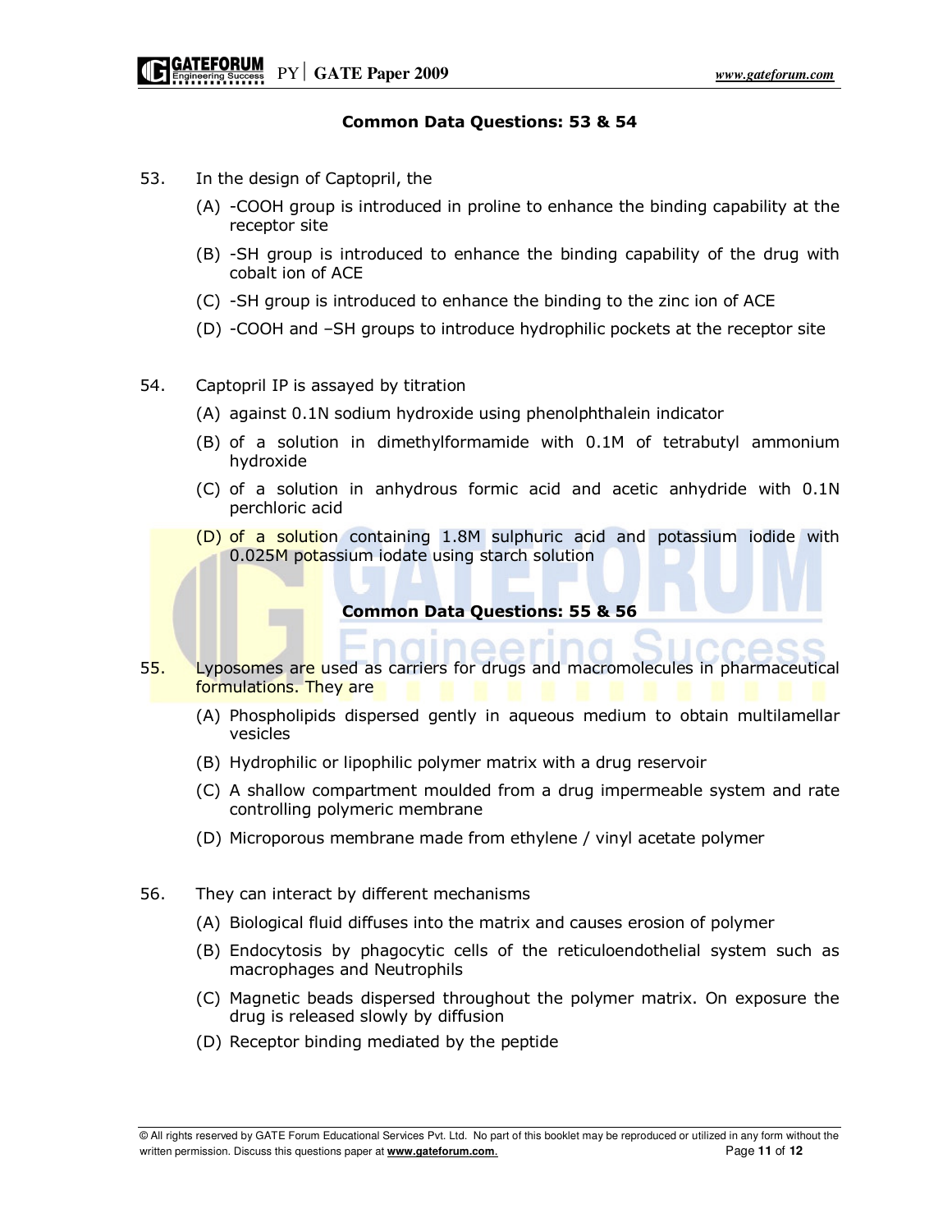**Common Data Questions: 53 & 54**

53. In the design of Captopril, the

    (A) -COOH group is introduced in proline to enhance the binding capability at the receptor site

    (B) -SH group is introduced to enhance the binding capability of the drug with cobalt ion of ACE

    (C) -SH group is introduced to enhance the binding to the zinc ion of ACE

    (D) -COOH and –SH groups to introduce hydrophilic pockets at the receptor site

54. Captopril IP is assayed by titration

    (A) against 0.1N sodium hydroxide using phenolphthalein indicator

    (B) of a solution in dimethylformamide with 0.1M of tetrabutyl ammonium hydroxide

    (C) of a solution in anhydrous formic acid and acetic anhydride with 0.1N perchloric acid

    (D) of a solution containing 1.8M sulphuric acid and potassium iodide with 0.025M potassium iodate using starch solution

**Common Data Questions: 55 & 56**

55. Lyposomes are used as carriers for drugs and macromolecules in pharmaceutical formulations. They are

    (A) Phospholipids dispersed gently in aqueous medium to obtain multilamellar vesicles

    (B) Hydrophilic or lipophilic polymer matrix with a drug reservoir

    (C) A shallow compartment moulded from a drug impermeable system and rate controlling polymeric membrane

    (D) Microporous membrane made from ethylene / vinyl acetate polymer

56. They can interact by different mechanisms

    (A) Biological fluid diffuses into the matrix and causes erosion of polymer

    (B) Endocytosis by phagocytic cells of the reticuloendothelial system such as macrophages and Neutrophils

    (C) Magnetic beads dispersed throughout the polymer matrix. On exposure the drug is released slowly by diffusion

    (D) Receptor binding mediated by the peptide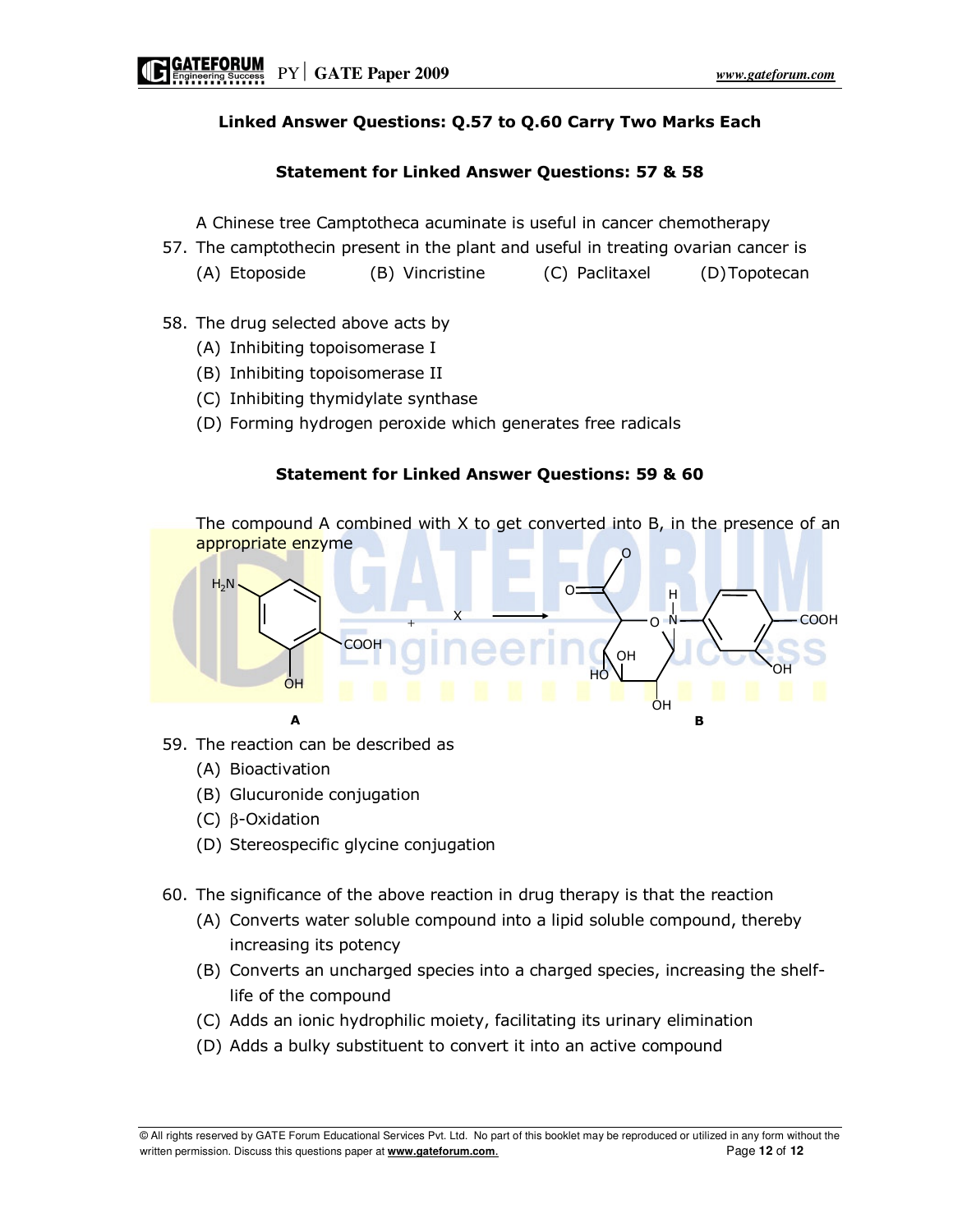### Linked Answer Questions: Q.57 to Q.60 Carry Two Marks Each

**Statement for Linked Answer Questions: 57 & 58**

A Chinese tree Camptotheca acuminate is useful in cancer chemotherapy

57. The camptothecin present in the plant and useful in treating ovarian cancer is
 (A) Etoposide (B) Vincristine (C) Paclitaxel (D) Topotecan

58. The drug selected above acts by
 (A) Inhibiting topoisomerase I
 (B) Inhibiting topoisomerase II
 (C) Inhibiting thymidylate synthase
 (D) Forming hydrogen peroxide which generates free radicals

**Statement for Linked Answer Questions: 59 & 60**

The compound A combined with X to get converted into B, in the presence of an appropriate enzyme

$H_2N$ COOH OH + X → O O H O N COOH OH HO OH OH

A B

59. The reaction can be described as
 (A) Bioactivation
 (B) Glucuronide conjugation
 (C) $\beta$-Oxidation
 (D) Stereospecific glycine conjugation

60. The significance of the above reaction in drug therapy is that the reaction
 (A) Converts water soluble compound into a lipid soluble compound, thereby increasing its potency
 (B) Converts an uncharged species into a charged species, increasing the shelf-life of the compound
 (C) Adds an ionic hydrophilic moiety, facilitating its urinary elimination
 (D) Adds a bulky substituent to convert it into an active compound